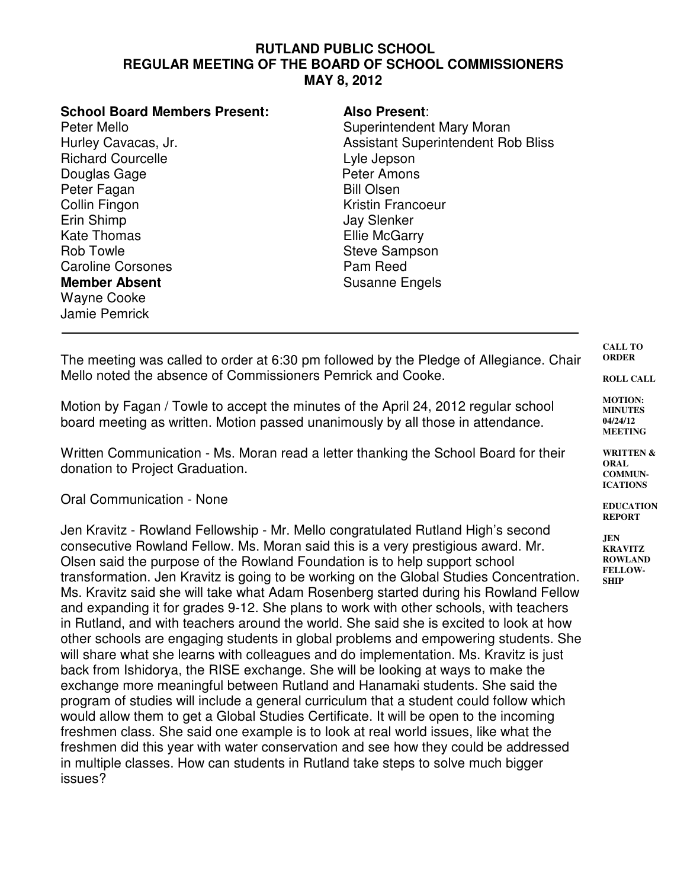**RUTLAND PUBLIC SCHOOL**
**REGULAR MEETING OF THE BOARD OF SCHOOL COMMISSIONERS**
**MAY 8, 2012**

**School Board Members Present:**
Peter Mello
Hurley Cavacas, Jr.
Richard Courcelle
Douglas Gage
Peter Fagan
Collin Fingon
Erin Shimp
Kate Thomas
Rob Towle
Caroline Corsones

**Member Absent**
Wayne Cooke
Jamie Pemrick

**Also Present**:
Superintendent Mary Moran
Assistant Superintendent Rob Bliss
Lyle Jepson
Peter Amons
Bill Olsen
Kristin Francoeur
Jay Slenker
Ellie McGarry
Steve Sampson
Pam Reed
Susanne Engels

---

**CALL TO ORDER**

**ROLL CALL**

The meeting was called to order at 6:30 pm followed by the Pledge of Allegiance. Chair Mello noted the absence of Commissioners Pemrick and Cooke.

**MOTION: MINUTES 04/24/12 MEETING**

Motion by Fagan / Towle to accept the minutes of the April 24, 2012 regular school board meeting as written. Motion passed unanimously by all those in attendance.

**WRITTEN & ORAL COMMUNICATIONS**

Written Communication - Ms. Moran read a letter thanking the School Board for their donation to Project Graduation.

Oral Communication - None

**EDUCATION REPORT**

**JEN KRAVITZ ROWLAND FELLOWSHIP**

Jen Kravitz - Rowland Fellowship - Mr. Mello congratulated Rutland High's second consecutive Rowland Fellow. Ms. Moran said this is a very prestigious award. Mr. Olsen said the purpose of the Rowland Foundation is to help support school transformation. Jen Kravitz is going to be working on the Global Studies Concentration. Ms. Kravitz said she will take what Adam Rosenberg started during his Rowland Fellow and expanding it for grades 9-12. She plans to work with other schools, with teachers in Rutland, and with teachers around the world. She said she is excited to look at how other schools are engaging students in global problems and empowering students. She will share what she learns with colleagues and do implementation. Ms. Kravitz is just back from Ishidorya, the RISE exchange. She will be looking at ways to make the exchange more meaningful between Rutland and Hanamaki students. She said the program of studies will include a general curriculum that a student could follow which would allow them to get a Global Studies Certificate. It will be open to the incoming freshmen class. She said one example is to look at real world issues, like what the freshmen did this year with water conservation and see how they could be addressed in multiple classes. How can students in Rutland take steps to solve much bigger issues?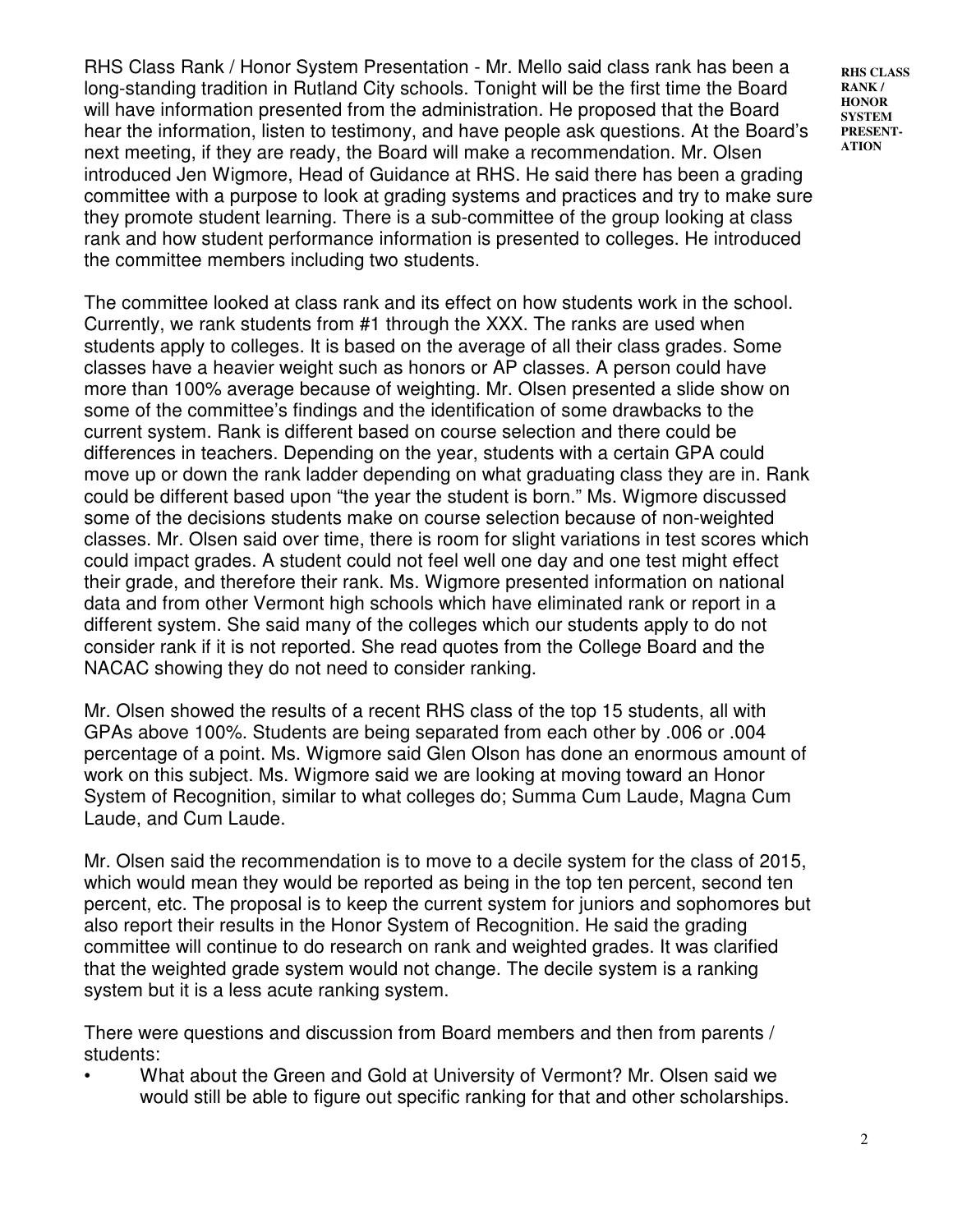**RHS CLASS RANK / HONOR SYSTEM PRESENTATION**

RHS Class Rank / Honor System Presentation - Mr. Mello said class rank has been a long-standing tradition in Rutland City schools. Tonight will be the first time the Board will have information presented from the administration. He proposed that the Board hear the information, listen to testimony, and have people ask questions. At the Board's next meeting, if they are ready, the Board will make a recommendation. Mr. Olsen introduced Jen Wigmore, Head of Guidance at RHS. He said there has been a grading committee with a purpose to look at grading systems and practices and try to make sure they promote student learning. There is a sub-committee of the group looking at class rank and how student performance information is presented to colleges. He introduced the committee members including two students.

The committee looked at class rank and its effect on how students work in the school. Currently, we rank students from #1 through the XXX. The ranks are used when students apply to colleges. It is based on the average of all their class grades. Some classes have a heavier weight such as honors or AP classes. A person could have more than 100% average because of weighting. Mr. Olsen presented a slide show on some of the committee's findings and the identification of some drawbacks to the current system. Rank is different based on course selection and there could be differences in teachers. Depending on the year, students with a certain GPA could move up or down the rank ladder depending on what graduating class they are in. Rank could be different based upon "the year the student is born." Ms. Wigmore discussed some of the decisions students make on course selection because of non-weighted classes. Mr. Olsen said over time, there is room for slight variations in test scores which could impact grades. A student could not feel well one day and one test might effect their grade, and therefore their rank. Ms. Wigmore presented information on national data and from other Vermont high schools which have eliminated rank or report in a different system. She said many of the colleges which our students apply to do not consider rank if it is not reported. She read quotes from the College Board and the NACAC showing they do not need to consider ranking.

Mr. Olsen showed the results of a recent RHS class of the top 15 students, all with GPAs above 100%. Students are being separated from each other by .006 or .004 percentage of a point. Ms. Wigmore said Glen Olson has done an enormous amount of work on this subject. Ms. Wigmore said we are looking at moving toward an Honor System of Recognition, similar to what colleges do; Summa Cum Laude, Magna Cum Laude, and Cum Laude.

Mr. Olsen said the recommendation is to move to a decile system for the class of 2015, which would mean they would be reported as being in the top ten percent, second ten percent, etc. The proposal is to keep the current system for juniors and sophomores but also report their results in the Honor System of Recognition. He said the grading committee will continue to do research on rank and weighted grades. It was clarified that the weighted grade system would not change. The decile system is a ranking system but it is a less acute ranking system.

There were questions and discussion from Board members and then from parents / students:

- What about the Green and Gold at University of Vermont? Mr. Olsen said we would still be able to figure out specific ranking for that and other scholarships.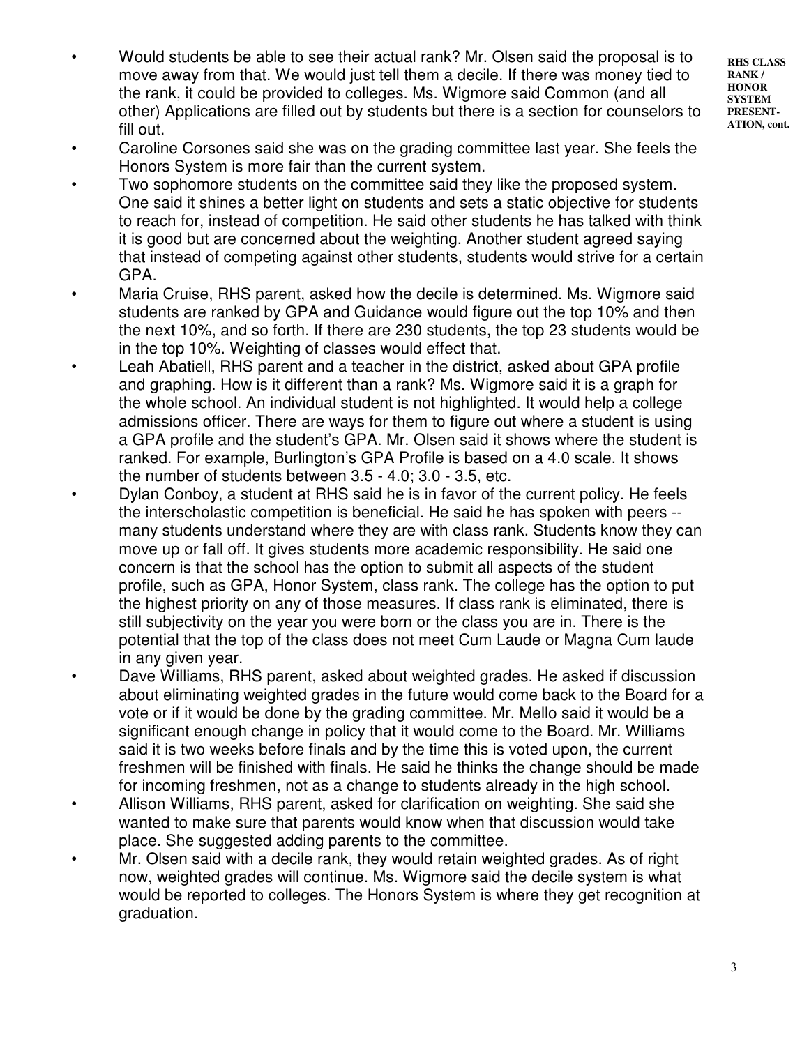**RHS CLASS RANK / HONOR SYSTEM PRESENTATION, cont.**

- Would students be able to see their actual rank? Mr. Olsen said the proposal is to move away from that. We would just tell them a decile. If there was money tied to the rank, it could be provided to colleges. Ms. Wigmore said Common (and all other) Applications are filled out by students but there is a section for counselors to fill out.
- Caroline Corsones said she was on the grading committee last year. She feels the Honors System is more fair than the current system.
- Two sophomore students on the committee said they like the proposed system. One said it shines a better light on students and sets a static objective for students to reach for, instead of competition. He said other students he has talked with think it is good but are concerned about the weighting. Another student agreed saying that instead of competing against other students, students would strive for a certain GPA.
- Maria Cruise, RHS parent, asked how the decile is determined. Ms. Wigmore said students are ranked by GPA and Guidance would figure out the top 10% and then the next 10%, and so forth. If there are 230 students, the top 23 students would be in the top 10%. Weighting of classes would effect that.
- Leah Abatiell, RHS parent and a teacher in the district, asked about GPA profile and graphing. How is it different than a rank? Ms. Wigmore said it is a graph for the whole school. An individual student is not highlighted. It would help a college admissions officer. There are ways for them to figure out where a student is using a GPA profile and the student's GPA. Mr. Olsen said it shows where the student is ranked. For example, Burlington's GPA Profile is based on a 4.0 scale. It shows the number of students between 3.5 - 4.0; 3.0 - 3.5, etc.
- Dylan Conboy, a student at RHS said he is in favor of the current policy. He feels the interscholastic competition is beneficial. He said he has spoken with peers -- many students understand where they are with class rank. Students know they can move up or fall off. It gives students more academic responsibility. He said one concern is that the school has the option to submit all aspects of the student profile, such as GPA, Honor System, class rank. The college has the option to put the highest priority on any of those measures. If class rank is eliminated, there is still subjectivity on the year you were born or the class you are in. There is the potential that the top of the class does not meet Cum Laude or Magna Cum laude in any given year.
- Dave Williams, RHS parent, asked about weighted grades. He asked if discussion about eliminating weighted grades in the future would come back to the Board for a vote or if it would be done by the grading committee. Mr. Mello said it would be a significant enough change in policy that it would come to the Board. Mr. Williams said it is two weeks before finals and by the time this is voted upon, the current freshmen will be finished with finals. He said he thinks the change should be made for incoming freshmen, not as a change to students already in the high school.
- Allison Williams, RHS parent, asked for clarification on weighting. She said she wanted to make sure that parents would know when that discussion would take place. She suggested adding parents to the committee.
- Mr. Olsen said with a decile rank, they would retain weighted grades. As of right now, weighted grades will continue. Ms. Wigmore said the decile system is what would be reported to colleges. The Honors System is where they get recognition at graduation.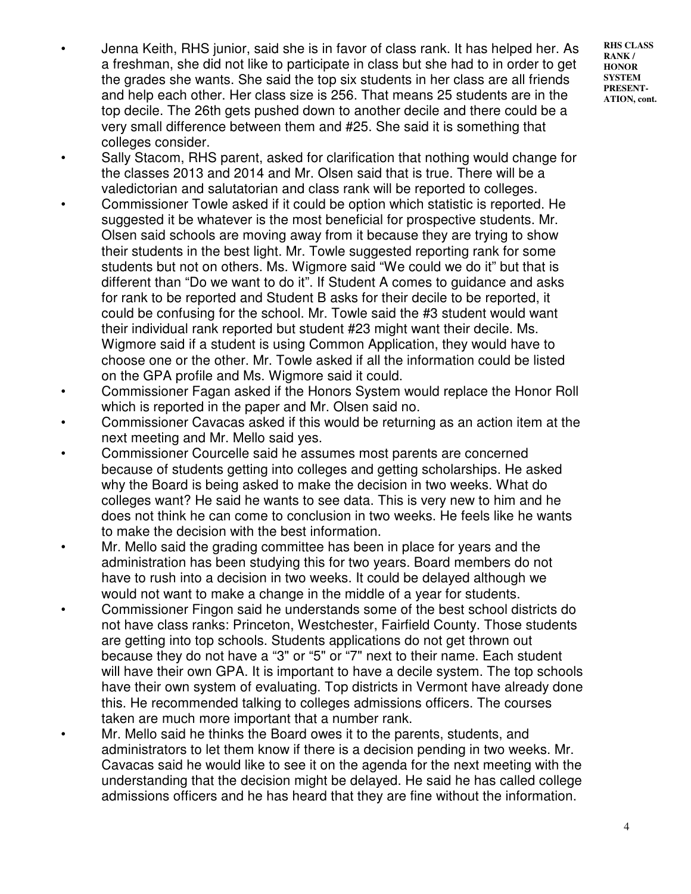RHS CLASS RANK / HONOR SYSTEM PRESENTATION, cont.

- Jenna Keith, RHS junior, said she is in favor of class rank. It has helped her. As a freshman, she did not like to participate in class but she had to in order to get the grades she wants. She said the top six students in her class are all friends and help each other. Her class size is 256. That means 25 students are in the top decile. The 26th gets pushed down to another decile and there could be a very small difference between them and #25. She said it is something that colleges consider.
- Sally Stacom, RHS parent, asked for clarification that nothing would change for the classes 2013 and 2014 and Mr. Olsen said that is true. There will be a valedictorian and salutatorian and class rank will be reported to colleges.
- Commissioner Towle asked if it could be option which statistic is reported. He suggested it be whatever is the most beneficial for prospective students. Mr. Olsen said schools are moving away from it because they are trying to show their students in the best light. Mr. Towle suggested reporting rank for some students but not on others. Ms. Wigmore said "We could we do it" but that is different than "Do we want to do it". If Student A comes to guidance and asks for rank to be reported and Student B asks for their decile to be reported, it could be confusing for the school. Mr. Towle said the #3 student would want their individual rank reported but student #23 might want their decile. Ms. Wigmore said if a student is using Common Application, they would have to choose one or the other. Mr. Towle asked if all the information could be listed on the GPA profile and Ms. Wigmore said it could.
- Commissioner Fagan asked if the Honors System would replace the Honor Roll which is reported in the paper and Mr. Olsen said no.
- Commissioner Cavacas asked if this would be returning as an action item at the next meeting and Mr. Mello said yes.
- Commissioner Courcelle said he assumes most parents are concerned because of students getting into colleges and getting scholarships. He asked why the Board is being asked to make the decision in two weeks. What do colleges want? He said he wants to see data. This is very new to him and he does not think he can come to conclusion in two weeks. He feels like he wants to make the decision with the best information.
- Mr. Mello said the grading committee has been in place for years and the administration has been studying this for two years. Board members do not have to rush into a decision in two weeks. It could be delayed although we would not want to make a change in the middle of a year for students.
- Commissioner Fingon said he understands some of the best school districts do not have class ranks: Princeton, Westchester, Fairfield County. Those students are getting into top schools. Students applications do not get thrown out because they do not have a "3" or "5" or "7" next to their name. Each student will have their own GPA. It is important to have a decile system. The top schools have their own system of evaluating. Top districts in Vermont have already done this. He recommended talking to colleges admissions officers. The courses taken are much more important that a number rank.
- Mr. Mello said he thinks the Board owes it to the parents, students, and administrators to let them know if there is a decision pending in two weeks. Mr. Cavacas said he would like to see it on the agenda for the next meeting with the understanding that the decision might be delayed. He said he has called college admissions officers and he has heard that they are fine without the information.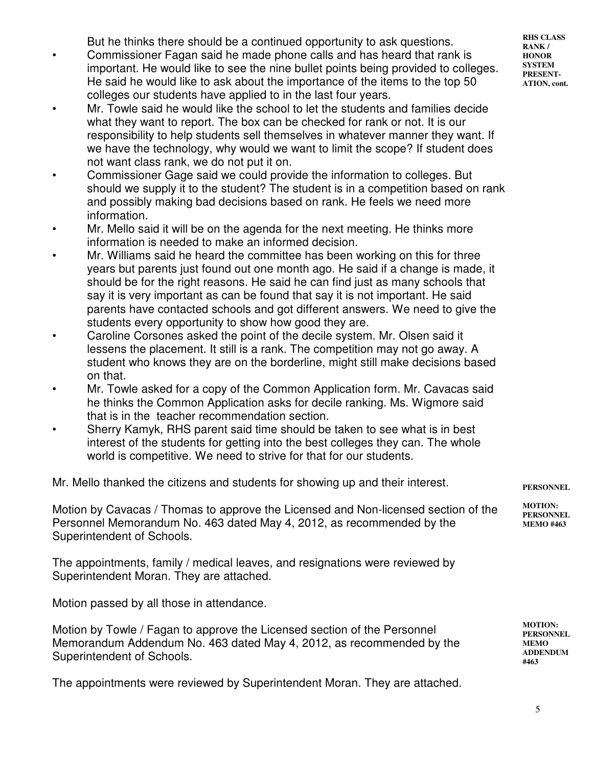But he thinks there should be a continued opportunity to ask questions.

**RHS CLASS RANK / HONOR SYSTEM PRESENTATION, cont.**

- Commissioner Fagan said he made phone calls and has heard that rank is important. He would like to see the nine bullet points being provided to colleges. He said he would like to ask about the importance of the items to the top 50 colleges our students have applied to in the last four years.
- Mr. Towle said he would like the school to let the students and families decide what they want to report. The box can be checked for rank or not. It is our responsibility to help students sell themselves in whatever manner they want. If we have the technology, why would we want to limit the scope? If student does not want class rank, we do not put it on.
- Commissioner Gage said we could provide the information to colleges. But should we supply it to the student? The student is in a competition based on rank and possibly making bad decisions based on rank. He feels we need more information.
- Mr. Mello said it will be on the agenda for the next meeting. He thinks more information is needed to make an informed decision.
- Mr. Williams said he heard the committee has been working on this for three years but parents just found out one month ago. He said if a change is made, it should be for the right reasons. He said he can find just as many schools that say it is very important as can be found that say it is not important. He said parents have contacted schools and got different answers. We need to give the students every opportunity to show how good they are.
- Caroline Corsones asked the point of the decile system. Mr. Olsen said it lessens the placement. It still is a rank. The competition may not go away. A student who knows they are on the borderline, might still make decisions based on that.
- Mr. Towle asked for a copy of the Common Application form. Mr. Cavacas said he thinks the Common Application asks for decile ranking. Ms. Wigmore said that is in the teacher recommendation section.
- Sherry Kamyk, RHS parent said time should be taken to see what is in best interest of the students for getting into the best colleges they can. The whole world is competitive. We need to strive for that for our students.

Mr. Mello thanked the citizens and students for showing up and their interest.

**PERSONNEL**

**MOTION: PERSONNEL MEMO #463**

Motion by Cavacas / Thomas to approve the Licensed and Non-licensed section of the Personnel Memorandum No. 463 dated May 4, 2012, as recommended by the Superintendent of Schools.

The appointments, family / medical leaves, and resignations were reviewed by Superintendent Moran. They are attached.

Motion passed by all those in attendance.

**MOTION: PERSONNEL MEMO ADDENDUM #463**

Motion by Towle / Fagan to approve the Licensed section of the Personnel Memorandum Addendum No. 463 dated May 4, 2012, as recommended by the Superintendent of Schools.

The appointments were reviewed by Superintendent Moran. They are attached.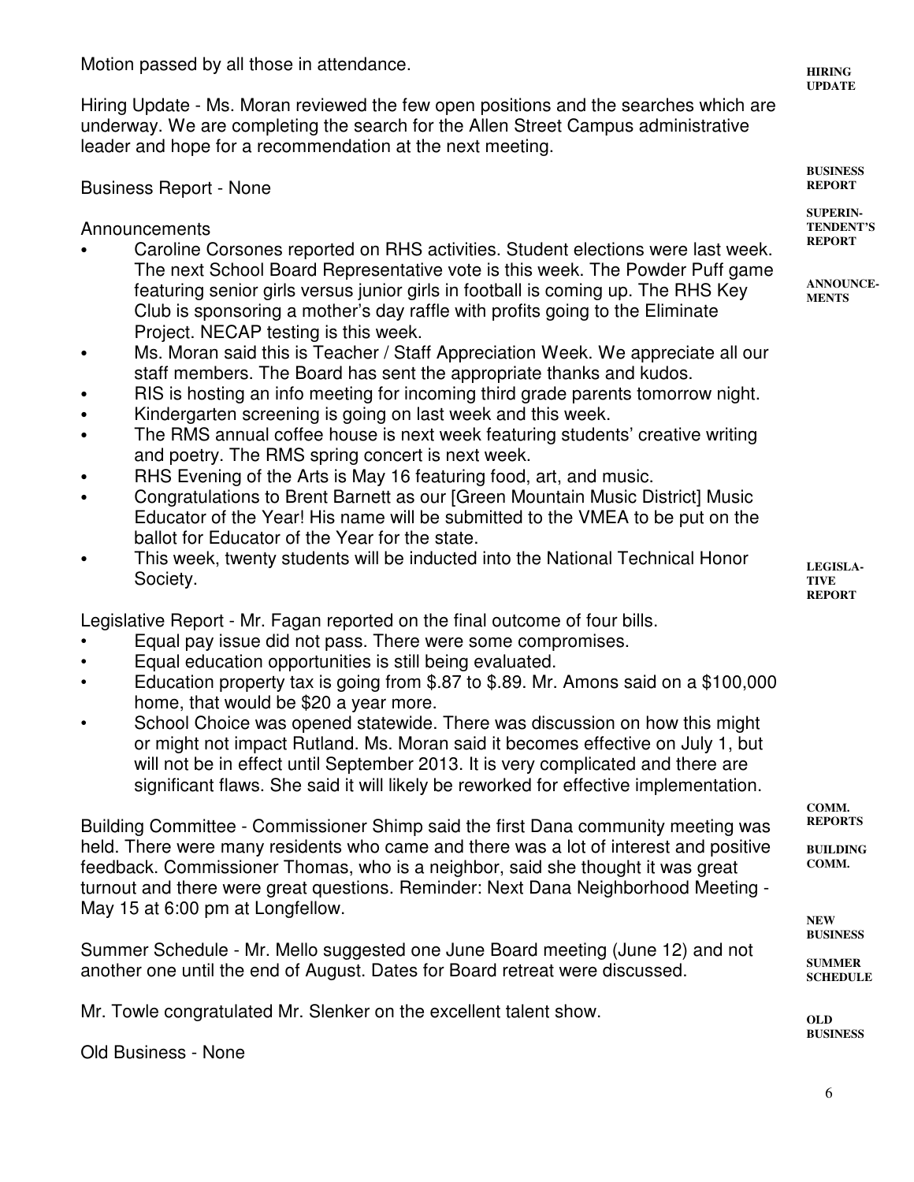Motion passed by all those in attendance.

**HIRING UPDATE**

Hiring Update - Ms. Moran reviewed the few open positions and the searches which are underway. We are completing the search for the Allen Street Campus administrative leader and hope for a recommendation at the next meeting.

**BUSINESS REPORT**

Business Report - None

**SUPERINTENDENT'S REPORT**

**ANNOUNCEMENTS**

Announcements

- Caroline Corsones reported on RHS activities. Student elections were last week. The next School Board Representative vote is this week. The Powder Puff game featuring senior girls versus junior girls in football is coming up. The RHS Key Club is sponsoring a mother's day raffle with profits going to the Eliminate Project. NECAP testing is this week.
- Ms. Moran said this is Teacher / Staff Appreciation Week. We appreciate all our staff members. The Board has sent the appropriate thanks and kudos.
- RIS is hosting an info meeting for incoming third grade parents tomorrow night.
- Kindergarten screening is going on last week and this week.
- The RMS annual coffee house is next week featuring students' creative writing and poetry. The RMS spring concert is next week.
- RHS Evening of the Arts is May 16 featuring food, art, and music.
- Congratulations to Brent Barnett as our [Green Mountain Music District] Music Educator of the Year! His name will be submitted to the VMEA to be put on the ballot for Educator of the Year for the state.
- This week, twenty students will be inducted into the National Technical Honor Society.

**LEGISLATIVE REPORT**

Legislative Report - Mr. Fagan reported on the final outcome of four bills.

- Equal pay issue did not pass. There were some compromises.
- Equal education opportunities is still being evaluated.
- Education property tax is going from $.87 to $.89. Mr. Amons said on a $100,000 home, that would be $20 a year more.
- School Choice was opened statewide. There was discussion on how this might or might not impact Rutland. Ms. Moran said it becomes effective on July 1, but will not be in effect until September 2013. It is very complicated and there are significant flaws. She said it will likely be reworked for effective implementation.

**COMM. REPORTS**

**BUILDING COMM.**

Building Committee - Commissioner Shimp said the first Dana community meeting was held. There were many residents who came and there was a lot of interest and positive feedback. Commissioner Thomas, who is a neighbor, said she thought it was great turnout and there were great questions. Reminder: Next Dana Neighborhood Meeting - May 15 at 6:00 pm at Longfellow.

**NEW BUSINESS**

**SUMMER SCHEDULE**

Summer Schedule - Mr. Mello suggested one June Board meeting (June 12) and not another one until the end of August. Dates for Board retreat were discussed.

Mr. Towle congratulated Mr. Slenker on the excellent talent show.

**OLD BUSINESS**

Old Business - None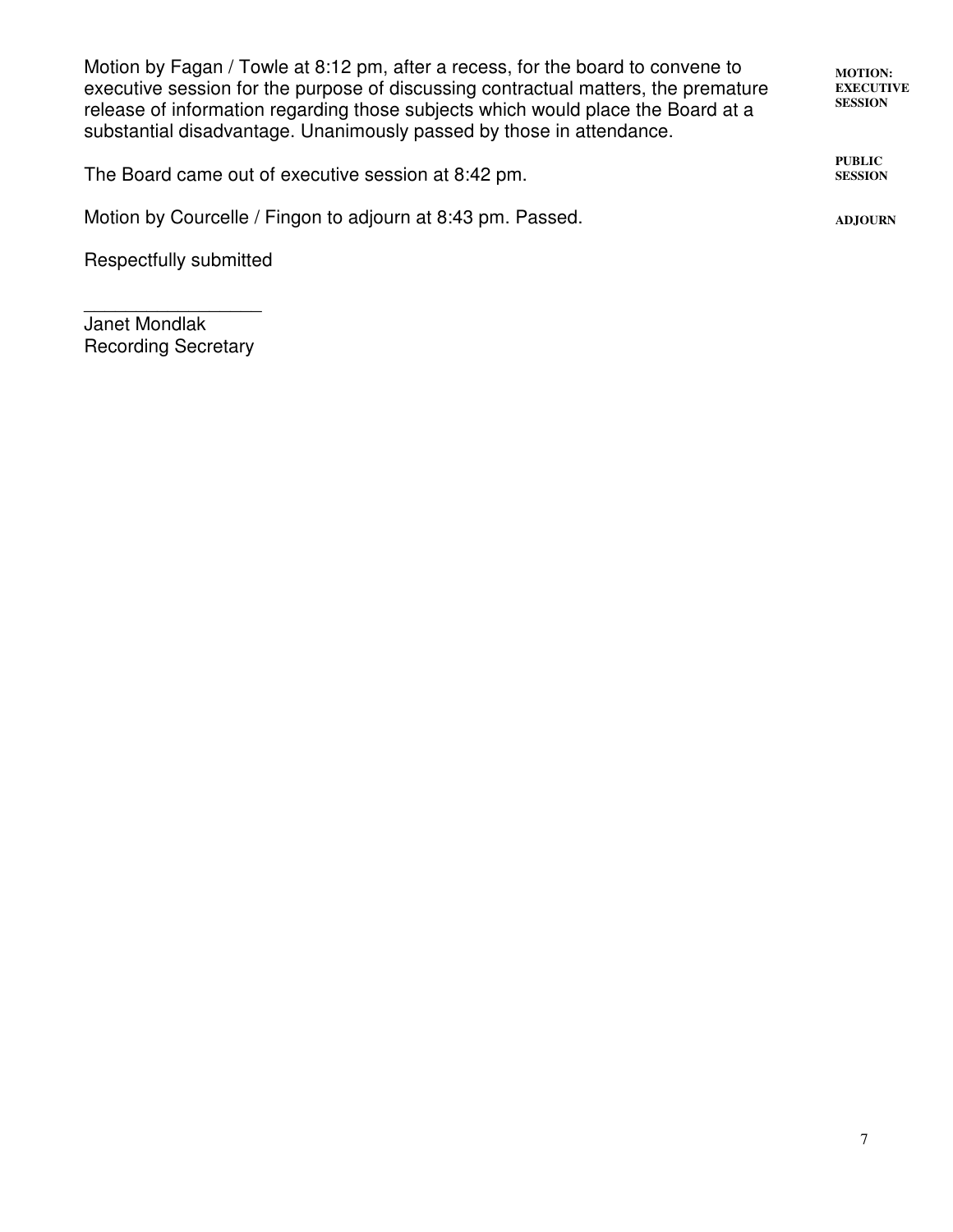Motion by Fagan / Towle at 8:12 pm, after a recess, for the board to convene to executive session for the purpose of discussing contractual matters, the premature release of information regarding those subjects which would place the Board at a substantial disadvantage. Unanimously passed by those in attendance.

**MOTION: EXECUTIVE SESSION**

The Board came out of executive session at 8:42 pm.

**PUBLIC SESSION**

Motion by Courcelle / Fingon to adjourn at 8:43 pm. Passed.

**ADJOURN**

Respectfully submitted

_________________

Janet Mondlak
Recording Secretary